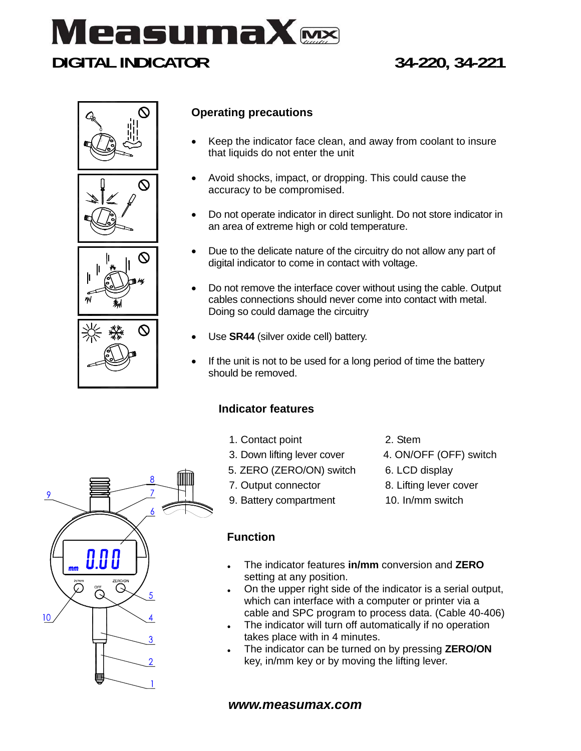# MeasumaX

## DIGITAL INDICATOR 34-220, 34-221

### Operating precautions

- Keep the indicator face clean, and away from coolant to insure that liquids do not enter the unit
- Avoid shocks, impact, or dropping. This could cause the accuracy to be compromised.
- Do not operate indicator in direct sunlight. Do not store indicator in an area of extreme high or cold temperature.
- Due to the delicate nature of the circuitry do not allow any part of digital indicator to come in contact with voltage.
- Do not remove the interface cover without using the cable. Output cables connections should never come into contact with metal. Doing so could damage the circuitry
- Use **SR44** (silver oxide cell) battery.
- If the unit is not to be used for a long period of time the battery should be removed.

### Indicator features

1. Contact point
2. Stem
3. Down lifting lever cover
4. ON/OFF (OFF) switch
5. ZERO (ZERO/ON) switch
6. LCD display
7. Output connector
8. Lifting lever cover
9. Battery compartment
10. In/mm switch

### Function

- The indicator features **in/mm** conversion and **ZERO** setting at any position.
- On the upper right side of the indicator is a serial output, which can interface with a computer or printer via a cable and SPC program to process data. (Cable 40-406)
- The indicator will turn off automatically if no operation takes place with in 4 minutes.
- The indicator can be turned on by pressing **ZERO/ON** key, in/mm key or by moving the lifting lever.

***www.measumax.com***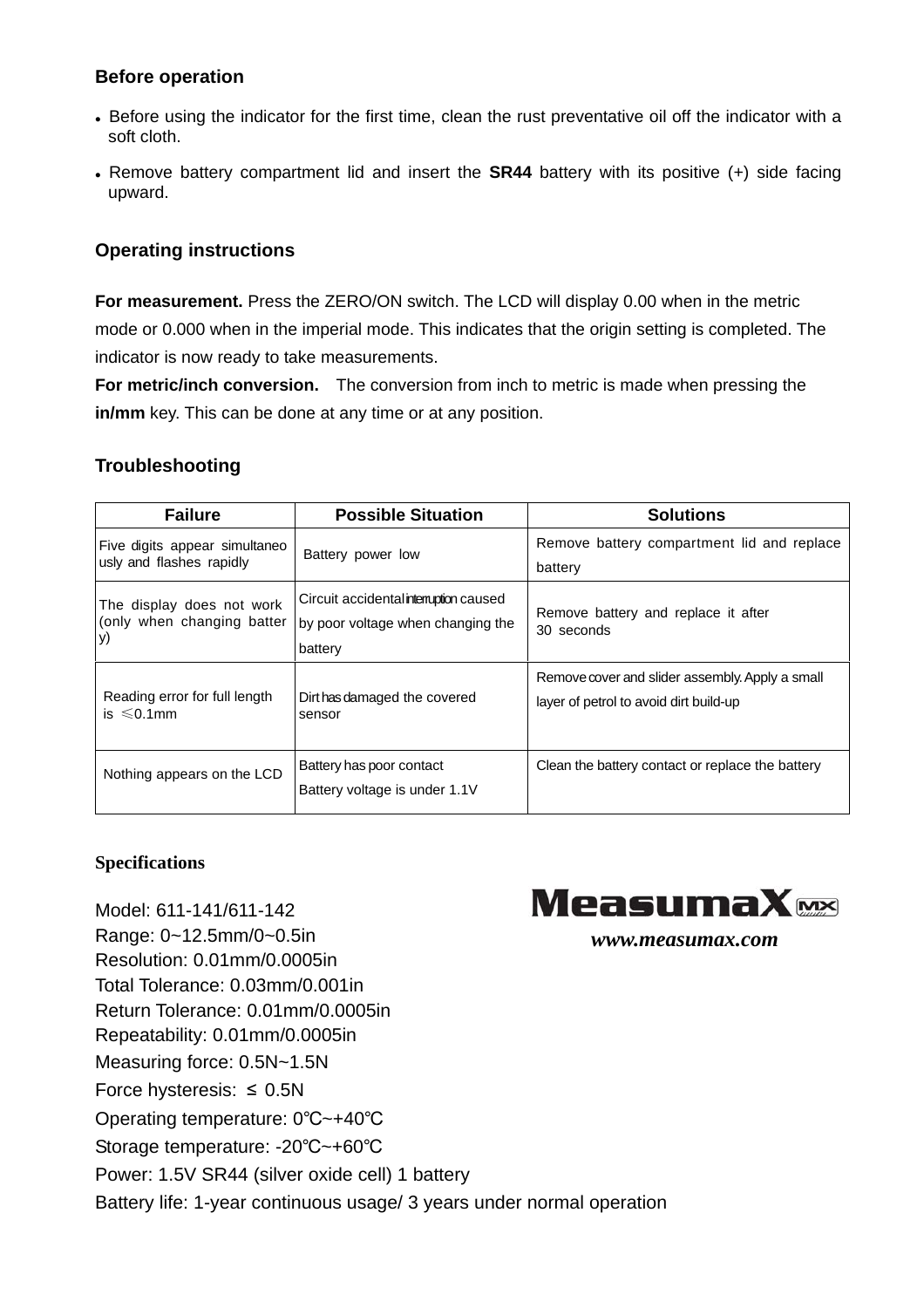### Before operation

- Before using the indicator for the first time, clean the rust preventative oil off the indicator with a soft cloth.
- Remove battery compartment lid and insert the **SR44** battery with its positive (+) side facing upward.

### Operating instructions

**For measurement.** Press the ZERO/ON switch. The LCD will display 0.00 when in the metric mode or 0.000 when in the imperial mode. This indicates that the origin setting is completed. The indicator is now ready to take measurements.
**For metric/inch conversion.** The conversion from inch to metric is made when pressing the **in/mm** key. This can be done at any time or at any position.

### Troubleshooting

| Failure | Possible Situation | Solutions |
|---|---|---|
| Five digits appear simultaneously and flashes rapidly | Battery power low | Remove battery compartment lid and replace battery |
| The display does not work (only when changing battery) | Circuit accidental interruption caused by poor voltage when changing the battery | Remove battery and replace it after 30 seconds |
| Reading error for full length is ≤0.1mm | Dirt has damaged the covered sensor | Remove cover and slider assembly. Apply a small layer of petrol to avoid dirt build-up |
| Nothing appears on the LCD | Battery has poor contact<br>Battery voltage is under 1.1V | Clean the battery contact or replace the battery |

### Specifications

MeasumaX MX
*www.measumax.com*

Model: 611-141/611-142
Range: 0~12.5mm/0~0.5in
Resolution: 0.01mm/0.0005in
Total Tolerance: 0.03mm/0.001in
Return Tolerance: 0.01mm/0.0005in
Repeatability: 0.01mm/0.0005in
Measuring force: 0.5N~1.5N
Force hysteresis: ≤ 0.5N
Operating temperature: 0℃~+40℃
Storage temperature: -20℃~+60℃
Power: 1.5V SR44 (silver oxide cell) 1 battery
Battery life: 1-year continuous usage/ 3 years under normal operation